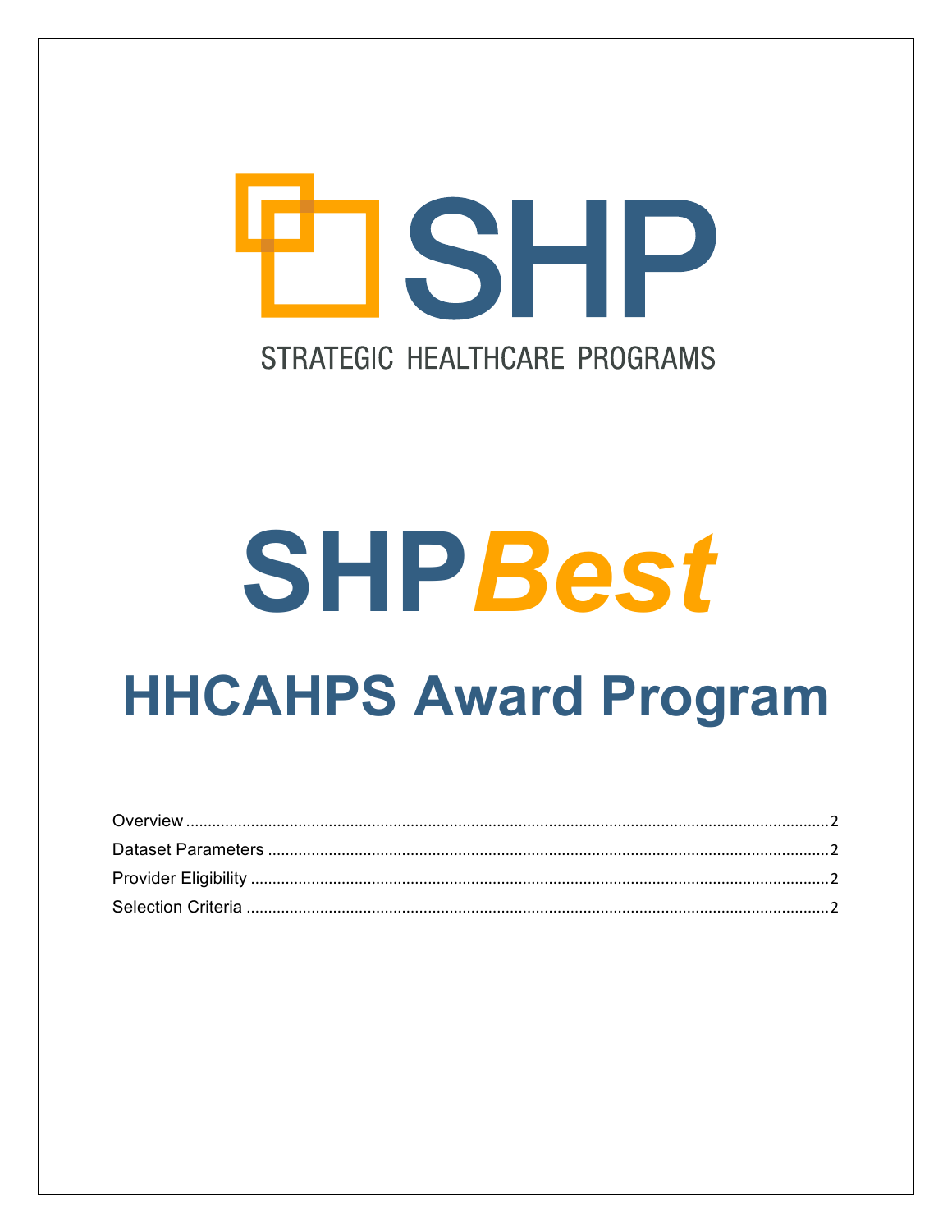SHP

STRATEGIC HEALTHCARE PROGRAMS

# SHP*Best*

# HHCAHPS Award Program

- Overview ..... 2
- Dataset Parameters ..... 2
- Provider Eligibility ..... 2
- Selection Criteria ..... 2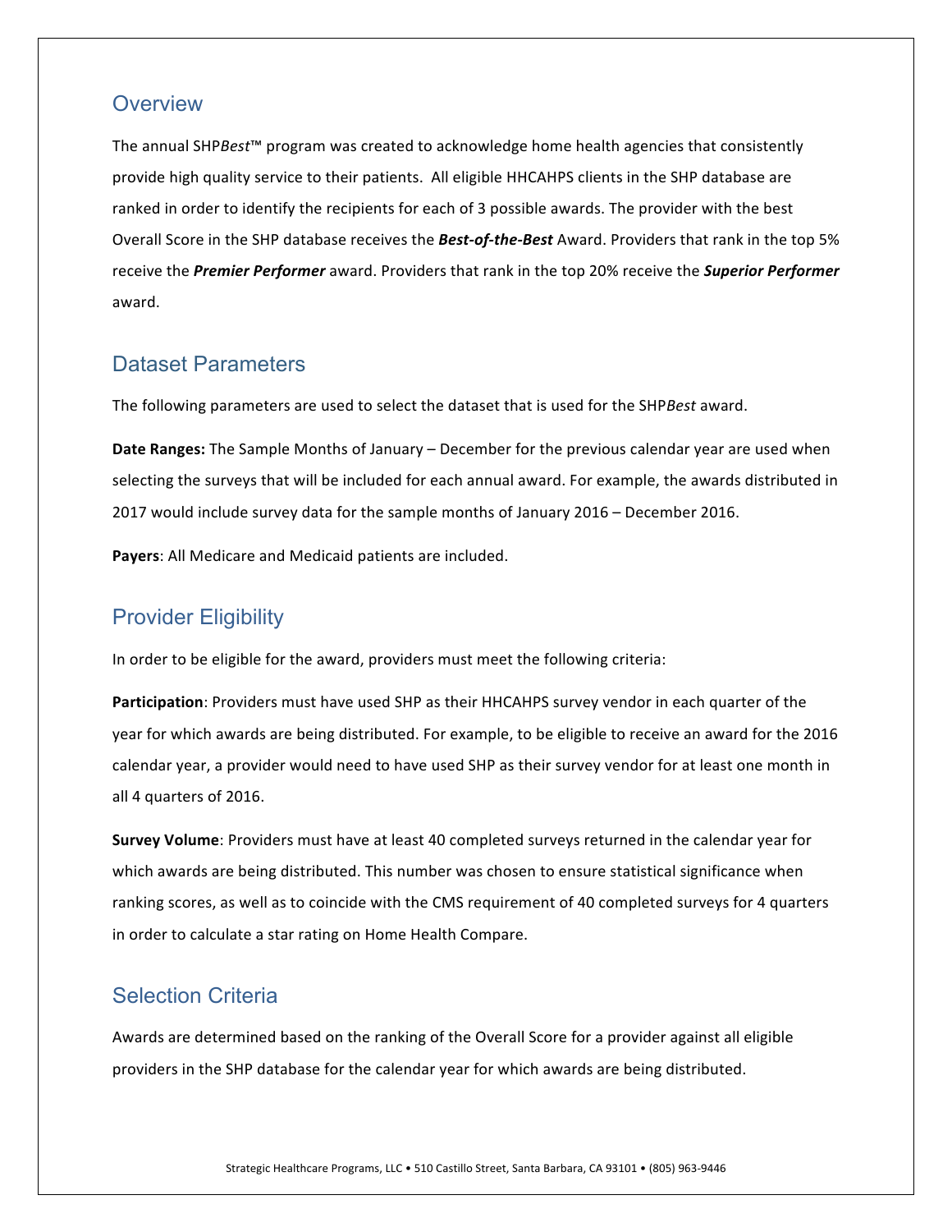## Overview

The annual SHP*Best*™ program was created to acknowledge home health agencies that consistently provide high quality service to their patients. All eligible HHCAHPS clients in the SHP database are ranked in order to identify the recipients for each of 3 possible awards. The provider with the best Overall Score in the SHP database receives the ***Best-of-the-Best*** Award. Providers that rank in the top 5% receive the ***Premier Performer*** award. Providers that rank in the top 20% receive the ***Superior Performer*** award.

## Dataset Parameters

The following parameters are used to select the dataset that is used for the SHP*Best* award.

**Date Ranges:** The Sample Months of January – December for the previous calendar year are used when selecting the surveys that will be included for each annual award. For example, the awards distributed in 2017 would include survey data for the sample months of January 2016 – December 2016.

**Payers**: All Medicare and Medicaid patients are included.

## Provider Eligibility

In order to be eligible for the award, providers must meet the following criteria:

**Participation**: Providers must have used SHP as their HHCAHPS survey vendor in each quarter of the year for which awards are being distributed. For example, to be eligible to receive an award for the 2016 calendar year, a provider would need to have used SHP as their survey vendor for at least one month in all 4 quarters of 2016.

**Survey Volume**: Providers must have at least 40 completed surveys returned in the calendar year for which awards are being distributed. This number was chosen to ensure statistical significance when ranking scores, as well as to coincide with the CMS requirement of 40 completed surveys for 4 quarters in order to calculate a star rating on Home Health Compare.

## Selection Criteria

Awards are determined based on the ranking of the Overall Score for a provider against all eligible providers in the SHP database for the calendar year for which awards are being distributed.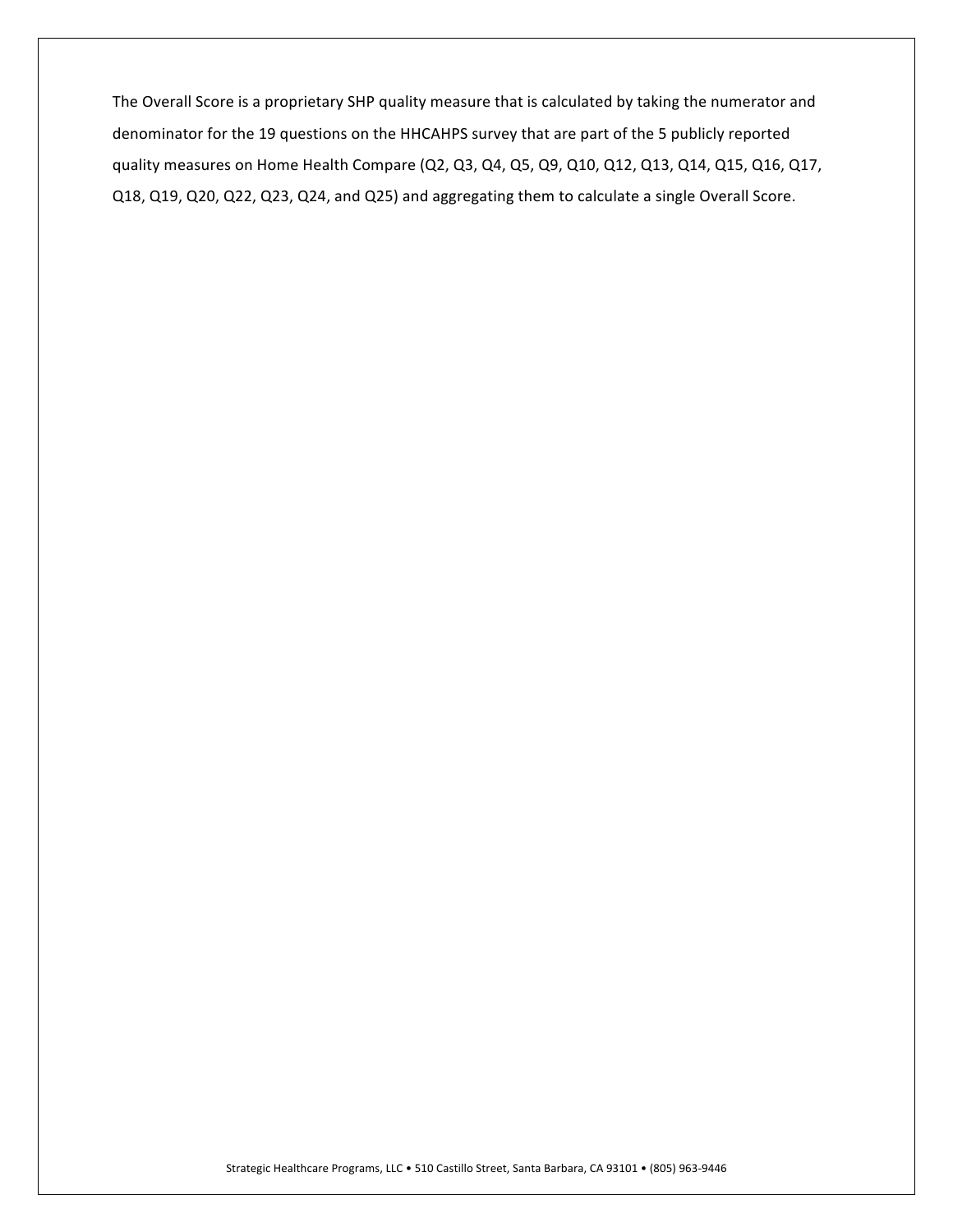The Overall Score is a proprietary SHP quality measure that is calculated by taking the numerator and denominator for the 19 questions on the HHCAHPS survey that are part of the 5 publicly reported quality measures on Home Health Compare (Q2, Q3, Q4, Q5, Q9, Q10, Q12, Q13, Q14, Q15, Q16, Q17, Q18, Q19, Q20, Q22, Q23, Q24, and Q25) and aggregating them to calculate a single Overall Score.